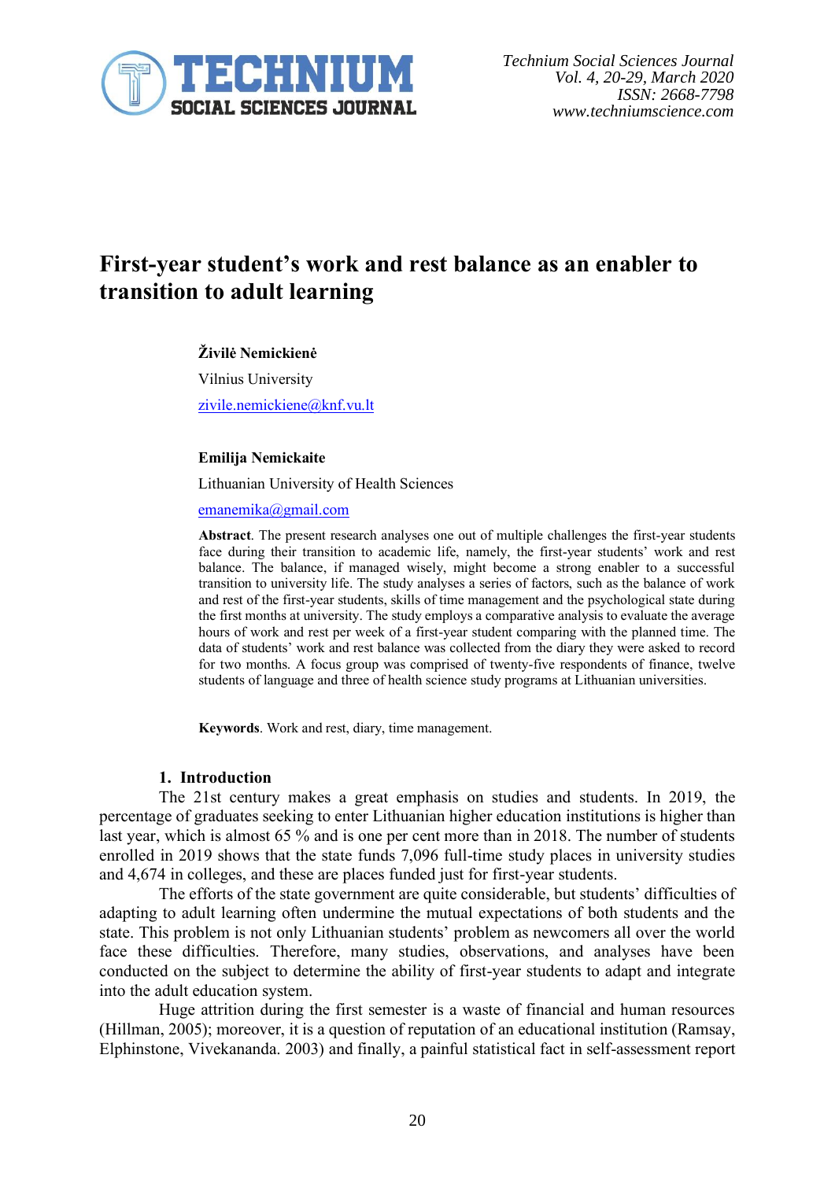# First-year student's work and rest balance as an enabler to transition to adult learning

**Živilė Nemickienė**

Vilnius University

zivile.nemickiene@knf.vu.lt

**Emilija Nemickaite**

Lithuanian University of Health Sciences

emanemika@gmail.com

**Abstract**. The present research analyses one out of multiple challenges the first-year students face during their transition to academic life, namely, the first-year students' work and rest balance. The balance, if managed wisely, might become a strong enabler to a successful transition to university life. The study analyses a series of factors, such as the balance of work and rest of the first-year students, skills of time management and the psychological state during the first months at university. The study employs a comparative analysis to evaluate the average hours of work and rest per week of a first-year student comparing with the planned time. The data of students' work and rest balance was collected from the diary they were asked to record for two months. A focus group was comprised of twenty-five respondents of finance, twelve students of language and three of health science study programs at Lithuanian universities.

**Keywords**. Work and rest, diary, time management.

## 1. Introduction

The 21st century makes a great emphasis on studies and students. In 2019, the percentage of graduates seeking to enter Lithuanian higher education institutions is higher than last year, which is almost 65 % and is one per cent more than in 2018. The number of students enrolled in 2019 shows that the state funds 7,096 full-time study places in university studies and 4,674 in colleges, and these are places funded just for first-year students.

The efforts of the state government are quite considerable, but students' difficulties of adapting to adult learning often undermine the mutual expectations of both students and the state. This problem is not only Lithuanian students' problem as newcomers all over the world face these difficulties. Therefore, many studies, observations, and analyses have been conducted on the subject to determine the ability of first-year students to adapt and integrate into the adult education system.

Huge attrition during the first semester is a waste of financial and human resources (Hillman, 2005); moreover, it is a question of reputation of an educational institution (Ramsay, Elphinstone, Vivekananda. 2003) and finally, a painful statistical fact in self-assessment report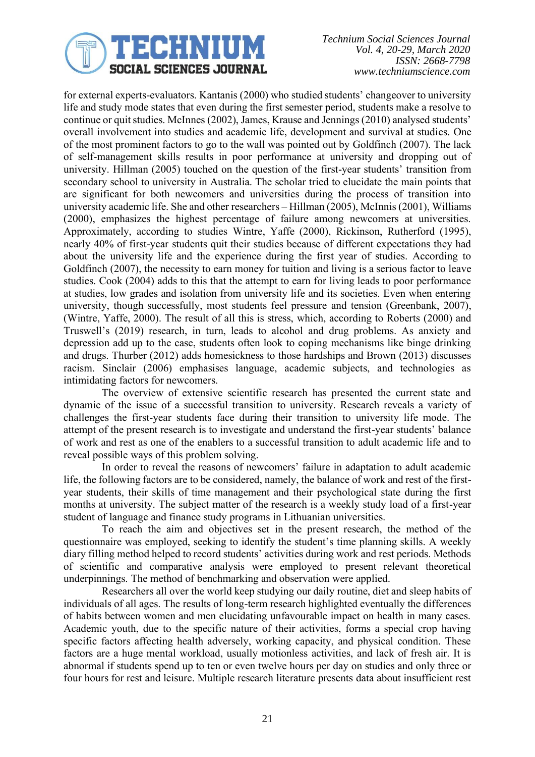for external experts-evaluators. Kantanis (2000) who studied students' changeover to university life and study mode states that even during the first semester period, students make a resolve to continue or quit studies. McInnes (2002), James, Krause and Jennings (2010) analysed students' overall involvement into studies and academic life, development and survival at studies. One of the most prominent factors to go to the wall was pointed out by Goldfinch (2007). The lack of self-management skills results in poor performance at university and dropping out of university. Hillman (2005) touched on the question of the first-year students' transition from secondary school to university in Australia. The scholar tried to elucidate the main points that are significant for both newcomers and universities during the process of transition into university academic life. She and other researchers – Hillman (2005), McInnis (2001), Williams (2000), emphasizes the highest percentage of failure among newcomers at universities. Approximately, according to studies Wintre, Yaffe (2000), Rickinson, Rutherford (1995), nearly 40% of first-year students quit their studies because of different expectations they had about the university life and the experience during the first year of studies. According to Goldfinch (2007), the necessity to earn money for tuition and living is a serious factor to leave studies. Cook (2004) adds to this that the attempt to earn for living leads to poor performance at studies, low grades and isolation from university life and its societies. Even when entering university, though successfully, most students feel pressure and tension (Greenbank, 2007), (Wintre, Yaffe, 2000). The result of all this is stress, which, according to Roberts (2000) and Truswell's (2019) research, in turn, leads to alcohol and drug problems. As anxiety and depression add up to the case, students often look to coping mechanisms like binge drinking and drugs. Thurber (2012) adds homesickness to those hardships and Brown (2013) discusses racism. Sinclair (2006) emphasises language, academic subjects, and technologies as intimidating factors for newcomers.

The overview of extensive scientific research has presented the current state and dynamic of the issue of a successful transition to university. Research reveals a variety of challenges the first-year students face during their transition to university life mode. The attempt of the present research is to investigate and understand the first-year students' balance of work and rest as one of the enablers to a successful transition to adult academic life and to reveal possible ways of this problem solving.

In order to reveal the reasons of newcomers' failure in adaptation to adult academic life, the following factors are to be considered, namely, the balance of work and rest of the first-year students, their skills of time management and their psychological state during the first months at university. The subject matter of the research is a weekly study load of a first-year student of language and finance study programs in Lithuanian universities.

To reach the aim and objectives set in the present research, the method of the questionnaire was employed, seeking to identify the student's time planning skills. A weekly diary filling method helped to record students' activities during work and rest periods. Methods of scientific and comparative analysis were employed to present relevant theoretical underpinnings. The method of benchmarking and observation were applied.

Researchers all over the world keep studying our daily routine, diet and sleep habits of individuals of all ages. The results of long-term research highlighted eventually the differences of habits between women and men elucidating unfavourable impact on health in many cases. Academic youth, due to the specific nature of their activities, forms a special crop having specific factors affecting health adversely, working capacity, and physical condition. These factors are a huge mental workload, usually motionless activities, and lack of fresh air. It is abnormal if students spend up to ten or even twelve hours per day on studies and only three or four hours for rest and leisure. Multiple research literature presents data about insufficient rest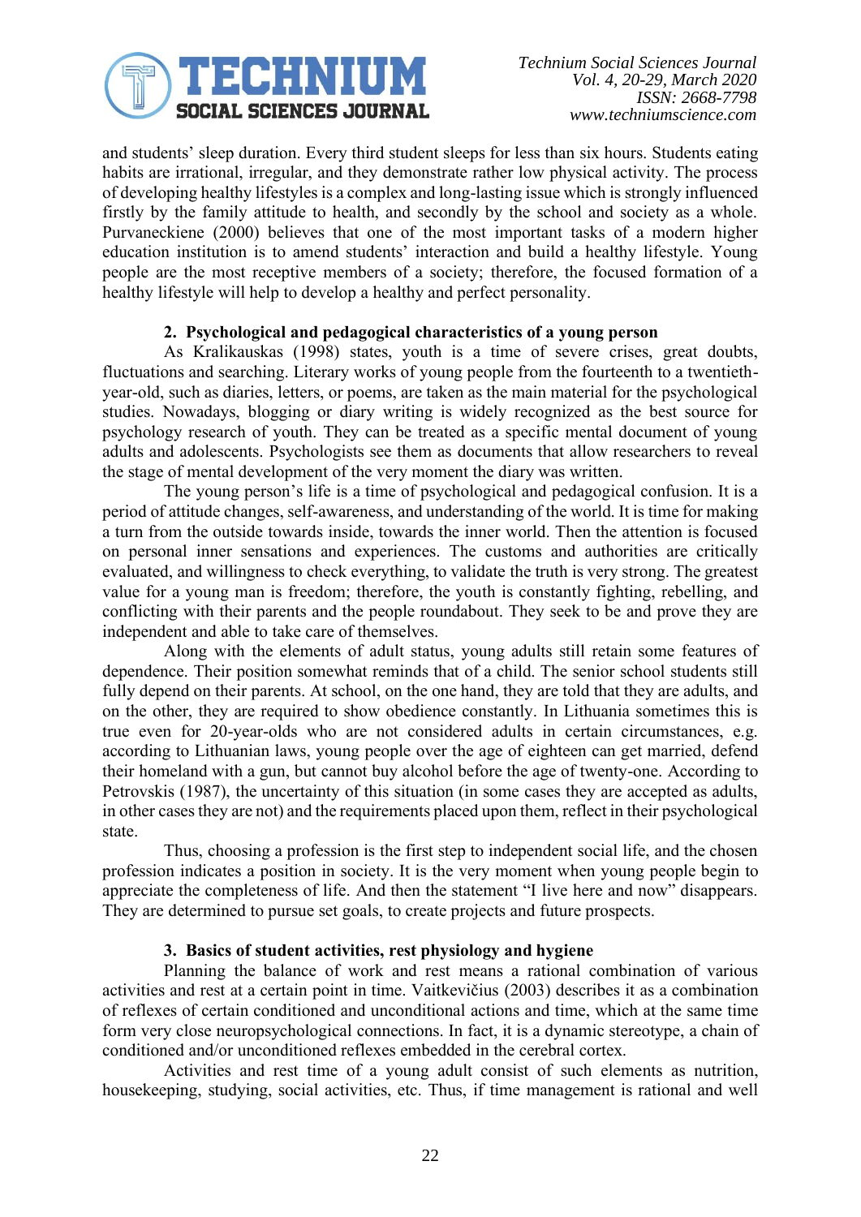and students' sleep duration. Every third student sleeps for less than six hours. Students eating habits are irrational, irregular, and they demonstrate rather low physical activity. The process of developing healthy lifestyles is a complex and long-lasting issue which is strongly influenced firstly by the family attitude to health, and secondly by the school and society as a whole. Purvaneckiene (2000) believes that one of the most important tasks of a modern higher education institution is to amend students' interaction and build a healthy lifestyle. Young people are the most receptive members of a society; therefore, the focused formation of a healthy lifestyle will help to develop a healthy and perfect personality.

## 2. Psychological and pedagogical characteristics of a young person

As Kralikauskas (1998) states, youth is a time of severe crises, great doubts, fluctuations and searching. Literary works of young people from the fourteenth to a twentieth-year-old, such as diaries, letters, or poems, are taken as the main material for the psychological studies. Nowadays, blogging or diary writing is widely recognized as the best source for psychology research of youth. They can be treated as a specific mental document of young adults and adolescents. Psychologists see them as documents that allow researchers to reveal the stage of mental development of the very moment the diary was written.

The young person's life is a time of psychological and pedagogical confusion. It is a period of attitude changes, self-awareness, and understanding of the world. It is time for making a turn from the outside towards inside, towards the inner world. Then the attention is focused on personal inner sensations and experiences. The customs and authorities are critically evaluated, and willingness to check everything, to validate the truth is very strong. The greatest value for a young man is freedom; therefore, the youth is constantly fighting, rebelling, and conflicting with their parents and the people roundabout. They seek to be and prove they are independent and able to take care of themselves.

Along with the elements of adult status, young adults still retain some features of dependence. Their position somewhat reminds that of a child. The senior school students still fully depend on their parents. At school, on the one hand, they are told that they are adults, and on the other, they are required to show obedience constantly. In Lithuania sometimes this is true even for 20-year-olds who are not considered adults in certain circumstances, e.g. according to Lithuanian laws, young people over the age of eighteen can get married, defend their homeland with a gun, but cannot buy alcohol before the age of twenty-one. According to Petrovskis (1987), the uncertainty of this situation (in some cases they are accepted as adults, in other cases they are not) and the requirements placed upon them, reflect in their psychological state.

Thus, choosing a profession is the first step to independent social life, and the chosen profession indicates a position in society. It is the very moment when young people begin to appreciate the completeness of life. And then the statement "I live here and now" disappears. They are determined to pursue set goals, to create projects and future prospects.

## 3. Basics of student activities, rest physiology and hygiene

Planning the balance of work and rest means a rational combination of various activities and rest at a certain point in time. Vaitkevičius (2003) describes it as a combination of reflexes of certain conditioned and unconditional actions and time, which at the same time form very close neuropsychological connections. In fact, it is a dynamic stereotype, a chain of conditioned and/or unconditioned reflexes embedded in the cerebral cortex.

Activities and rest time of a young adult consist of such elements as nutrition, housekeeping, studying, social activities, etc. Thus, if time management is rational and well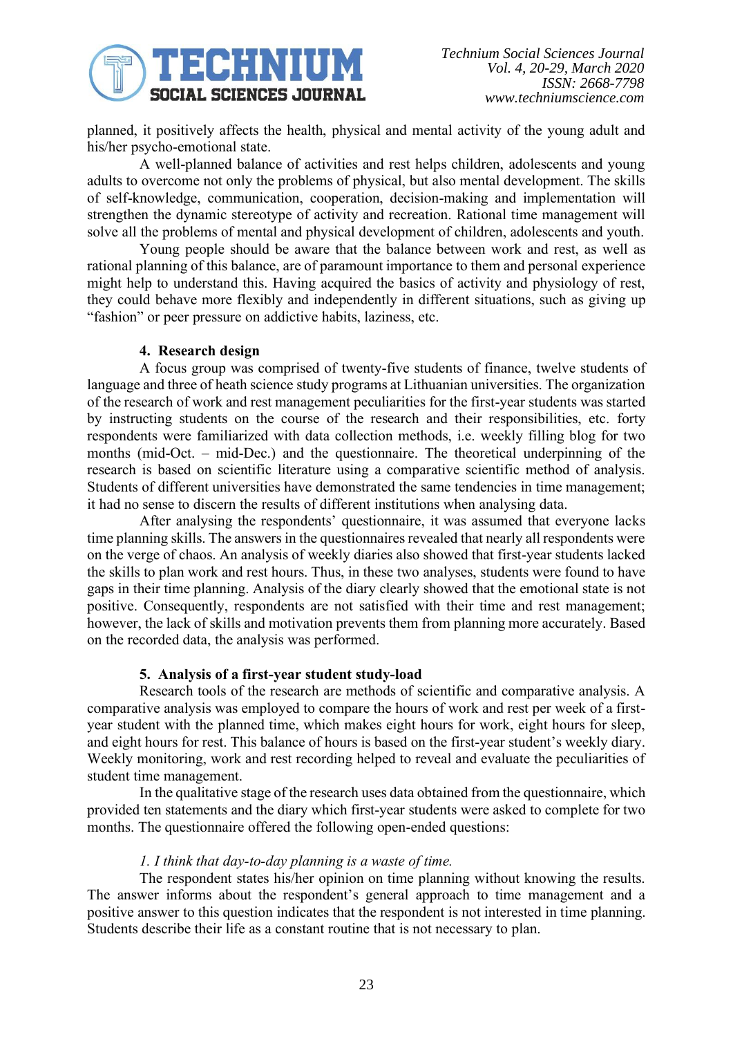planned, it positively affects the health, physical and mental activity of the young adult and his/her psycho-emotional state.

A well-planned balance of activities and rest helps children, adolescents and young adults to overcome not only the problems of physical, but also mental development. The skills of self-knowledge, communication, cooperation, decision-making and implementation will strengthen the dynamic stereotype of activity and recreation. Rational time management will solve all the problems of mental and physical development of children, adolescents and youth.

Young people should be aware that the balance between work and rest, as well as rational planning of this balance, are of paramount importance to them and personal experience might help to understand this. Having acquired the basics of activity and physiology of rest, they could behave more flexibly and independently in different situations, such as giving up "fashion" or peer pressure on addictive habits, laziness, etc.

## 4. Research design

A focus group was comprised of twenty-five students of finance, twelve students of language and three of heath science study programs at Lithuanian universities. The organization of the research of work and rest management peculiarities for the first-year students was started by instructing students on the course of the research and their responsibilities, etc. forty respondents were familiarized with data collection methods, i.e. weekly filling blog for two months (mid-Oct. – mid-Dec.) and the questionnaire. The theoretical underpinning of the research is based on scientific literature using a comparative scientific method of analysis. Students of different universities have demonstrated the same tendencies in time management; it had no sense to discern the results of different institutions when analysing data.

After analysing the respondents' questionnaire, it was assumed that everyone lacks time planning skills. The answers in the questionnaires revealed that nearly all respondents were on the verge of chaos. An analysis of weekly diaries also showed that first-year students lacked the skills to plan work and rest hours. Thus, in these two analyses, students were found to have gaps in their time planning. Analysis of the diary clearly showed that the emotional state is not positive. Consequently, respondents are not satisfied with their time and rest management; however, the lack of skills and motivation prevents them from planning more accurately. Based on the recorded data, the analysis was performed.

## 5. Analysis of a first-year student study-load

Research tools of the research are methods of scientific and comparative analysis. A comparative analysis was employed to compare the hours of work and rest per week of a first-year student with the planned time, which makes eight hours for work, eight hours for sleep, and eight hours for rest. This balance of hours is based on the first-year student's weekly diary. Weekly monitoring, work and rest recording helped to reveal and evaluate the peculiarities of student time management.

In the qualitative stage of the research uses data obtained from the questionnaire, which provided ten statements and the diary which first-year students were asked to complete for two months. The questionnaire offered the following open-ended questions:

*1. I think that day-to-day planning is a waste of time.*

The respondent states his/her opinion on time planning without knowing the results. The answer informs about the respondent's general approach to time management and a positive answer to this question indicates that the respondent is not interested in time planning. Students describe their life as a constant routine that is not necessary to plan.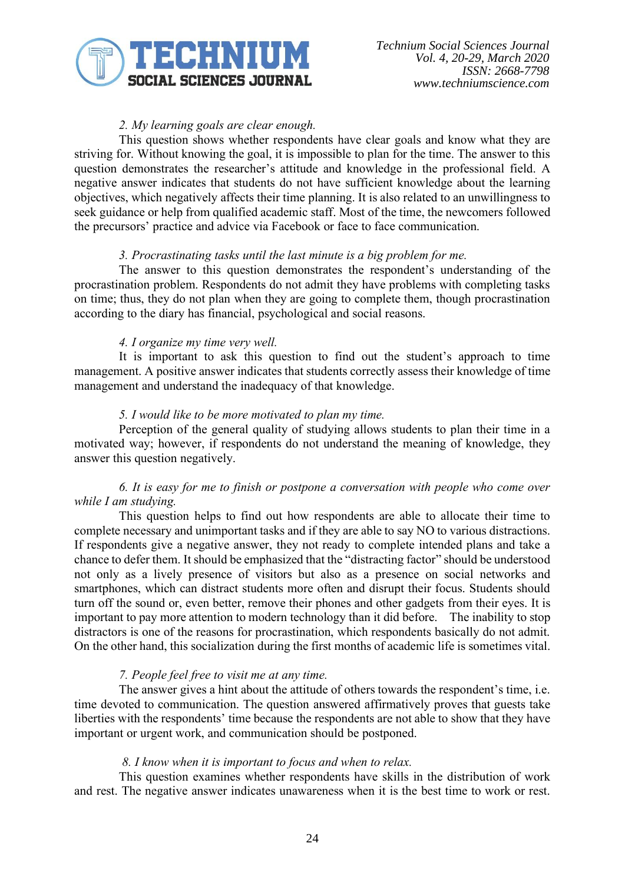*2. My learning goals are clear enough.*

This question shows whether respondents have clear goals and know what they are striving for. Without knowing the goal, it is impossible to plan for the time. The answer to this question demonstrates the researcher's attitude and knowledge in the professional field. A negative answer indicates that students do not have sufficient knowledge about the learning objectives, which negatively affects their time planning. It is also related to an unwillingness to seek guidance or help from qualified academic staff. Most of the time, the newcomers followed the precursors' practice and advice via Facebook or face to face communication.

*3. Procrastinating tasks until the last minute is a big problem for me.*

The answer to this question demonstrates the respondent's understanding of the procrastination problem. Respondents do not admit they have problems with completing tasks on time; thus, they do not plan when they are going to complete them, though procrastination according to the diary has financial, psychological and social reasons.

*4. I organize my time very well.*

It is important to ask this question to find out the student's approach to time management. A positive answer indicates that students correctly assess their knowledge of time management and understand the inadequacy of that knowledge.

*5. I would like to be more motivated to plan my time.*

Perception of the general quality of studying allows students to plan their time in a motivated way; however, if respondents do not understand the meaning of knowledge, they answer this question negatively.

*6. It is easy for me to finish or postpone a conversation with people who come over while I am studying.*

This question helps to find out how respondents are able to allocate their time to complete necessary and unimportant tasks and if they are able to say NO to various distractions. If respondents give a negative answer, they not ready to complete intended plans and take a chance to defer them. It should be emphasized that the "distracting factor" should be understood not only as a lively presence of visitors but also as a presence on social networks and smartphones, which can distract students more often and disrupt their focus. Students should turn off the sound or, even better, remove their phones and other gadgets from their eyes. It is important to pay more attention to modern technology than it did before. The inability to stop distractors is one of the reasons for procrastination, which respondents basically do not admit. On the other hand, this socialization during the first months of academic life is sometimes vital.

*7. People feel free to visit me at any time.*

The answer gives a hint about the attitude of others towards the respondent's time, i.e. time devoted to communication. The question answered affirmatively proves that guests take liberties with the respondents' time because the respondents are not able to show that they have important or urgent work, and communication should be postponed.

*8. I know when it is important to focus and when to relax.*

This question examines whether respondents have skills in the distribution of work and rest. The negative answer indicates unawareness when it is the best time to work or rest.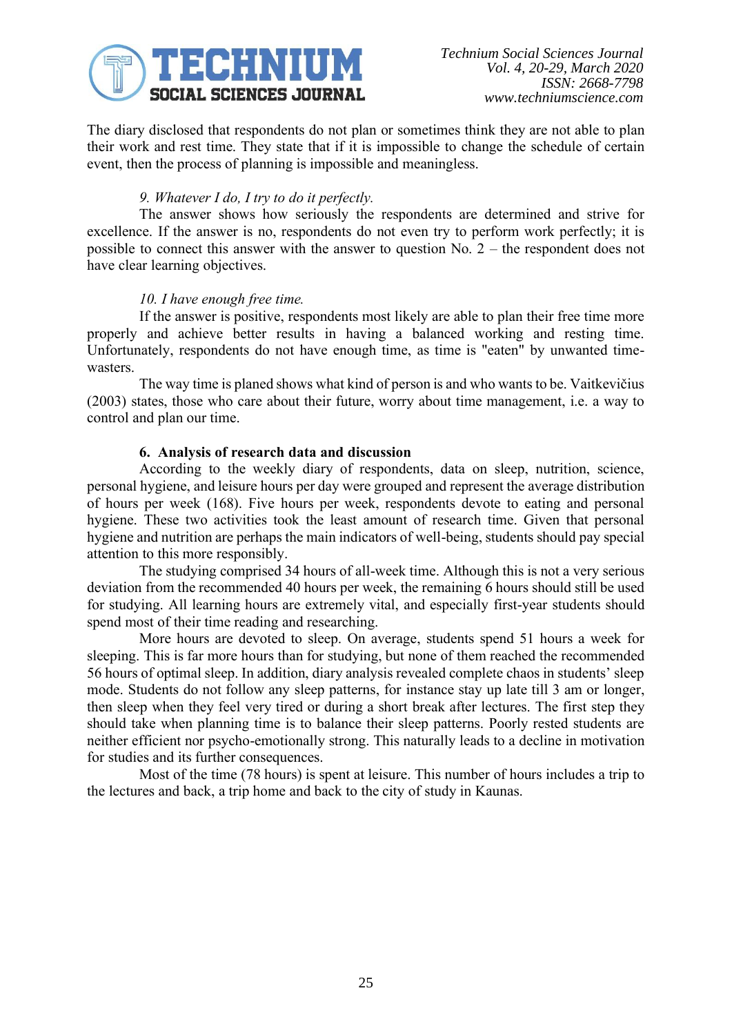The diary disclosed that respondents do not plan or sometimes think they are not able to plan their work and rest time. They state that if it is impossible to change the schedule of certain event, then the process of planning is impossible and meaningless.

*9. Whatever I do, I try to do it perfectly.*

The answer shows how seriously the respondents are determined and strive for excellence. If the answer is no, respondents do not even try to perform work perfectly; it is possible to connect this answer with the answer to question No. 2 – the respondent does not have clear learning objectives.

*10. I have enough free time.*

If the answer is positive, respondents most likely are able to plan their free time more properly and achieve better results in having a balanced working and resting time. Unfortunately, respondents do not have enough time, as time is "eaten" by unwanted time-wasters.

The way time is planed shows what kind of person is and who wants to be. Vaitkevičius (2003) states, those who care about their future, worry about time management, i.e. a way to control and plan our time.

## 6. Analysis of research data and discussion

According to the weekly diary of respondents, data on sleep, nutrition, science, personal hygiene, and leisure hours per day were grouped and represent the average distribution of hours per week (168). Five hours per week, respondents devote to eating and personal hygiene. These two activities took the least amount of research time. Given that personal hygiene and nutrition are perhaps the main indicators of well-being, students should pay special attention to this more responsibly.

The studying comprised 34 hours of all-week time. Although this is not a very serious deviation from the recommended 40 hours per week, the remaining 6 hours should still be used for studying. All learning hours are extremely vital, and especially first-year students should spend most of their time reading and researching.

More hours are devoted to sleep. On average, students spend 51 hours a week for sleeping. This is far more hours than for studying, but none of them reached the recommended 56 hours of optimal sleep. In addition, diary analysis revealed complete chaos in students' sleep mode. Students do not follow any sleep patterns, for instance stay up late till 3 am or longer, then sleep when they feel very tired or during a short break after lectures. The first step they should take when planning time is to balance their sleep patterns. Poorly rested students are neither efficient nor psycho-emotionally strong. This naturally leads to a decline in motivation for studies and its further consequences.

Most of the time (78 hours) is spent at leisure. This number of hours includes a trip to the lectures and back, a trip home and back to the city of study in Kaunas.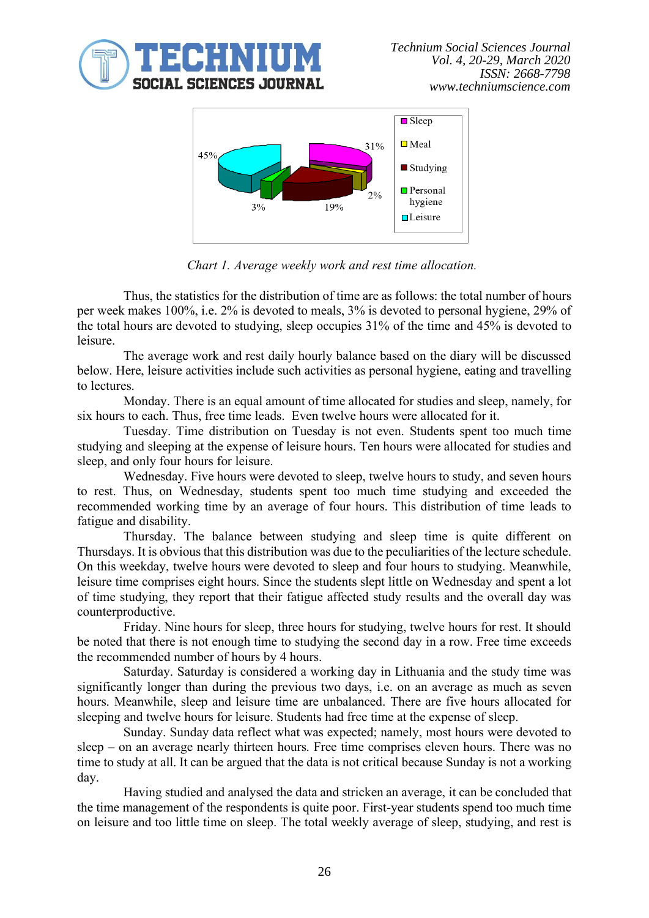Chart 1. *Average weekly work and rest time allocation.*

Thus, the statistics for the distribution of time are as follows: the total number of hours per week makes 100%, i.e. 2% is devoted to meals, 3% is devoted to personal hygiene, 29% of the total hours are devoted to studying, sleep occupies 31% of the time and 45% is devoted to leisure.

The average work and rest daily hourly balance based on the diary will be discussed below. Here, leisure activities include such activities as personal hygiene, eating and travelling to lectures.

Monday. There is an equal amount of time allocated for studies and sleep, namely, for six hours to each. Thus, free time leads. Even twelve hours were allocated for it.

Tuesday. Time distribution on Tuesday is not even. Students spent too much time studying and sleeping at the expense of leisure hours. Ten hours were allocated for studies and sleep, and only four hours for leisure.

Wednesday. Five hours were devoted to sleep, twelve hours to study, and seven hours to rest. Thus, on Wednesday, students spent too much time studying and exceeded the recommended working time by an average of four hours. This distribution of time leads to fatigue and disability.

Thursday. The balance between studying and sleep time is quite different on Thursdays. It is obvious that this distribution was due to the peculiarities of the lecture schedule. On this weekday, twelve hours were devoted to sleep and four hours to studying. Meanwhile, leisure time comprises eight hours. Since the students slept little on Wednesday and spent a lot of time studying, they report that their fatigue affected study results and the overall day was counterproductive.

Friday. Nine hours for sleep, three hours for studying, twelve hours for rest. It should be noted that there is not enough time to studying the second day in a row. Free time exceeds the recommended number of hours by 4 hours.

Saturday. Saturday is considered a working day in Lithuania and the study time was significantly longer than during the previous two days, i.e. on an average as much as seven hours. Meanwhile, sleep and leisure time are unbalanced. There are five hours allocated for sleeping and twelve hours for leisure. Students had free time at the expense of sleep.

Sunday. Sunday data reflect what was expected; namely, most hours were devoted to sleep – on an average nearly thirteen hours. Free time comprises eleven hours. There was no time to study at all. It can be argued that the data is not critical because Sunday is not a working day.

Having studied and analysed the data and stricken an average, it can be concluded that the time management of the respondents is quite poor. First-year students spend too much time on leisure and too little time on sleep. The total weekly average of sleep, studying, and rest is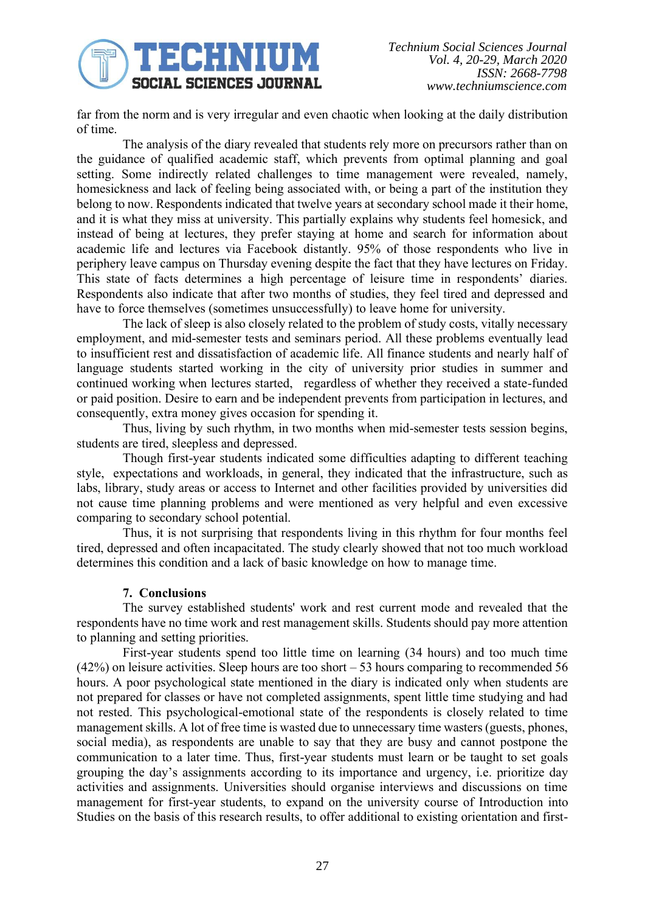far from the norm and is very irregular and even chaotic when looking at the daily distribution of time.

The analysis of the diary revealed that students rely more on precursors rather than on the guidance of qualified academic staff, which prevents from optimal planning and goal setting. Some indirectly related challenges to time management were revealed, namely, homesickness and lack of feeling being associated with, or being a part of the institution they belong to now. Respondents indicated that twelve years at secondary school made it their home, and it is what they miss at university. This partially explains why students feel homesick, and instead of being at lectures, they prefer staying at home and search for information about academic life and lectures via Facebook distantly. 95% of those respondents who live in periphery leave campus on Thursday evening despite the fact that they have lectures on Friday. This state of facts determines a high percentage of leisure time in respondents' diaries. Respondents also indicate that after two months of studies, they feel tired and depressed and have to force themselves (sometimes unsuccessfully) to leave home for university.

The lack of sleep is also closely related to the problem of study costs, vitally necessary employment, and mid-semester tests and seminars period. All these problems eventually lead to insufficient rest and dissatisfaction of academic life. All finance students and nearly half of language students started working in the city of university prior studies in summer and continued working when lectures started, regardless of whether they received a state-funded or paid position. Desire to earn and be independent prevents from participation in lectures, and consequently, extra money gives occasion for spending it.

Thus, living by such rhythm, in two months when mid-semester tests session begins, students are tired, sleepless and depressed.

Though first-year students indicated some difficulties adapting to different teaching style, expectations and workloads, in general, they indicated that the infrastructure, such as labs, library, study areas or access to Internet and other facilities provided by universities did not cause time planning problems and were mentioned as very helpful and even excessive comparing to secondary school potential.

Thus, it is not surprising that respondents living in this rhythm for four months feel tired, depressed and often incapacitated. The study clearly showed that not too much workload determines this condition and a lack of basic knowledge on how to manage time.

## 7. Conclusions

The survey established students' work and rest current mode and revealed that the respondents have no time work and rest management skills. Students should pay more attention to planning and setting priorities.

First-year students spend too little time on learning (34 hours) and too much time (42%) on leisure activities. Sleep hours are too short – 53 hours comparing to recommended 56 hours. A poor psychological state mentioned in the diary is indicated only when students are not prepared for classes or have not completed assignments, spent little time studying and had not rested. This psychological-emotional state of the respondents is closely related to time management skills. A lot of free time is wasted due to unnecessary time wasters (guests, phones, social media), as respondents are unable to say that they are busy and cannot postpone the communication to a later time. Thus, first-year students must learn or be taught to set goals grouping the day's assignments according to its importance and urgency, i.e. prioritize day activities and assignments. Universities should organise interviews and discussions on time management for first-year students, to expand on the university course of Introduction into Studies on the basis of this research results, to offer additional to existing orientation and first-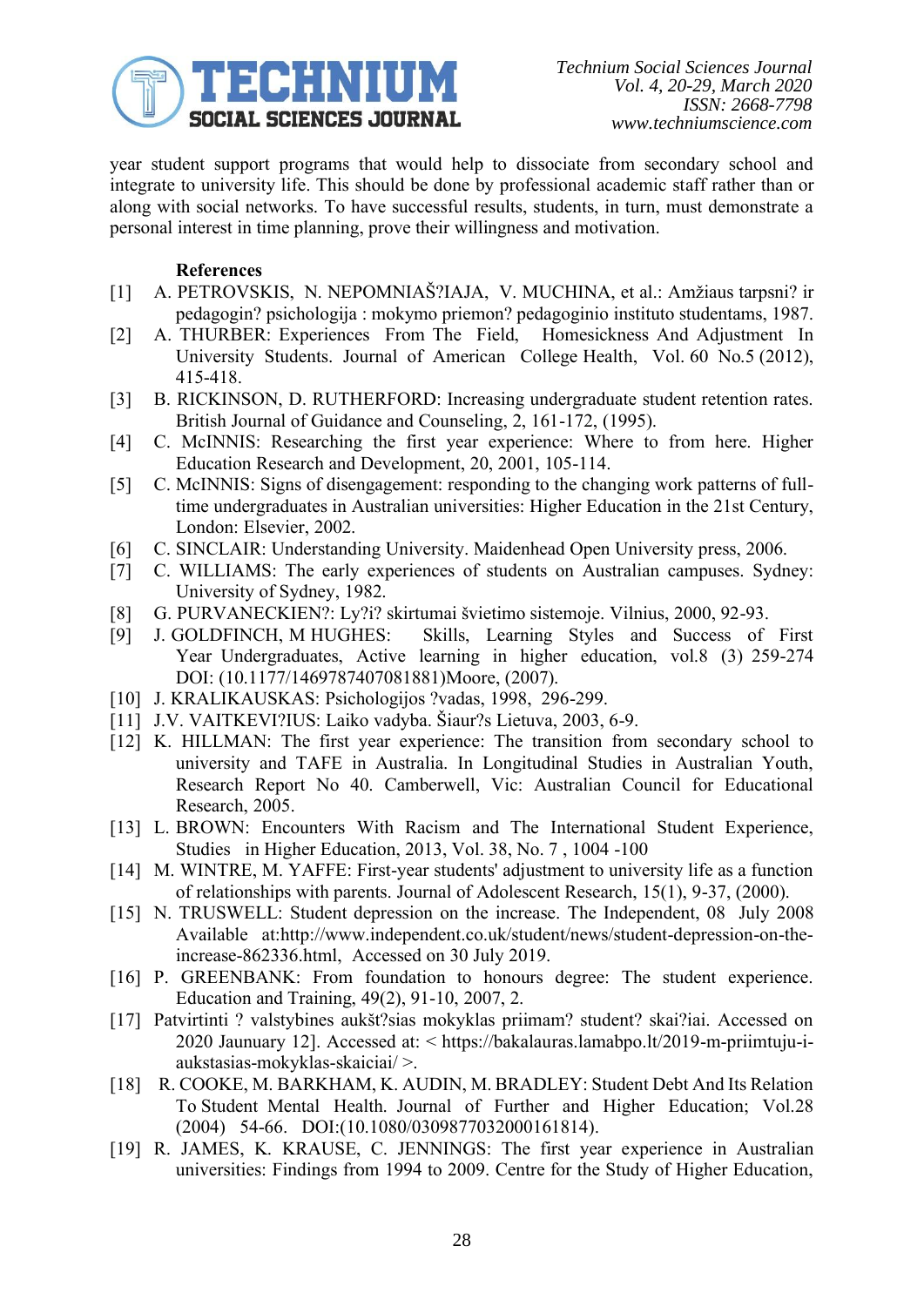year student support programs that would help to dissociate from secondary school and integrate to university life. This should be done by professional academic staff rather than or along with social networks. To have successful results, students, in turn, must demonstrate a personal interest in time planning, prove their willingness and motivation.

**References**

[1] A. PETROVSKIS, N. NEPOMNIAŠ?IAJA, V. MUCHINA, et al.: Amžiaus tarpsni? ir pedagogin? psichologija : mokymo priemon? pedagoginio instituto studentams, 1987.

[2] A. THURBER: Experiences From The Field, Homesickness And Adjustment In University Students. Journal of American College Health, Vol. 60 No.5 (2012), 415-418.

[3] B. RICKINSON, D. RUTHERFORD: Increasing undergraduate student retention rates. British Journal of Guidance and Counseling, 2, 161-172, (1995).

[4] C. McINNIS: Researching the first year experience: Where to from here. Higher Education Research and Development, 20, 2001, 105-114.

[5] C. McINNIS: Signs of disengagement: responding to the changing work patterns of full-time undergraduates in Australian universities: Higher Education in the 21st Century, London: Elsevier, 2002.

[6] C. SINCLAIR: Understanding University. Maidenhead Open University press, 2006.

[7] C. WILLIAMS: The early experiences of students on Australian campuses. Sydney: University of Sydney, 1982.

[8] G. PURVANECKIEN?: Ly?i? skirtumai švietimo sistemoje. Vilnius, 2000, 92-93.

[9] J. GOLDFINCH, M HUGHES: Skills, Learning Styles and Success of First Year Undergraduates, Active learning in higher education, vol.8 (3) 259-274 DOI: (10.1177/1469787407081881)Moore, (2007).

[10] J. KRALIKAUSKAS: Psichologijos ?vadas, 1998, 296-299.

[11] J.V. VAITKEVI?IUS: Laiko vadyba. Šiaur?s Lietuva, 2003, 6-9.

[12] K. HILLMAN: The first year experience: The transition from secondary school to university and TAFE in Australia. In Longitudinal Studies in Australian Youth, Research Report No 40. Camberwell, Vic: Australian Council for Educational Research, 2005.

[13] L. BROWN: Encounters With Racism and The International Student Experience, Studies in Higher Education, 2013, Vol. 38, No. 7 , 1004 -100

[14] M. WINTRE, M. YAFFE: First-year students' adjustment to university life as a function of relationships with parents. Journal of Adolescent Research, 15(1), 9-37, (2000).

[15] N. TRUSWELL: Student depression on the increase. The Independent, 08 July 2008 Available at:http://www.independent.co.uk/student/news/student-depression-on-the-increase-862336.html, Accessed on 30 July 2019.

[16] P. GREENBANK: From foundation to honours degree: The student experience. Education and Training, 49(2), 91-10, 2007, 2.

[17] Patvirtinti ? valstybines aukšt?sias mokyklas priimam? student? skai?iai. Accessed on 2020 Jaunuary 12]. Accessed at: < https://bakalauras.lamabpo.lt/2019-m-priimtuju-i-aukstasias-mokyklas-skaiciai/ >.

[18] R. COOKE, M. BARKHAM, K. AUDIN, M. BRADLEY: Student Debt And Its Relation To Student Mental Health. Journal of Further and Higher Education; Vol.28 (2004) 54-66. DOI:(10.1080/0309877032000161814).

[19] R. JAMES, K. KRAUSE, C. JENNINGS: The first year experience in Australian universities: Findings from 1994 to 2009. Centre for the Study of Higher Education,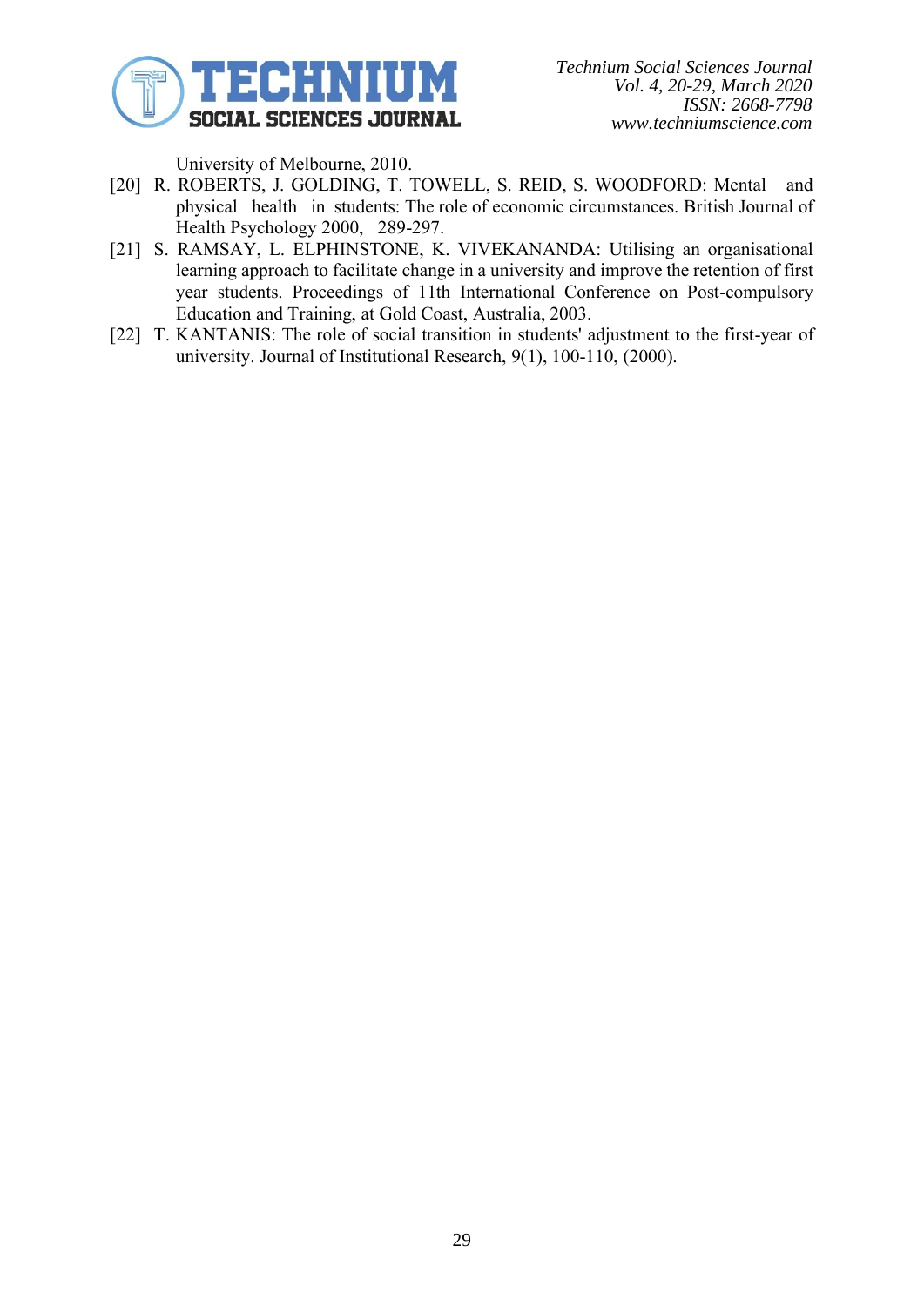University of Melbourne, 2010.

[20] R. ROBERTS, J. GOLDING, T. TOWELL, S. REID, S. WOODFORD: Mental and physical health in students: The role of economic circumstances. British Journal of Health Psychology 2000, 289-297.

[21] S. RAMSAY, L. ELPHINSTONE, K. VIVEKANANDA: Utilising an organisational learning approach to facilitate change in a university and improve the retention of first year students. Proceedings of 11th International Conference on Post-compulsory Education and Training, at Gold Coast, Australia, 2003.

[22] T. KANTANIS: The role of social transition in students' adjustment to the first-year of university. Journal of Institutional Research, 9(1), 100-110, (2000).